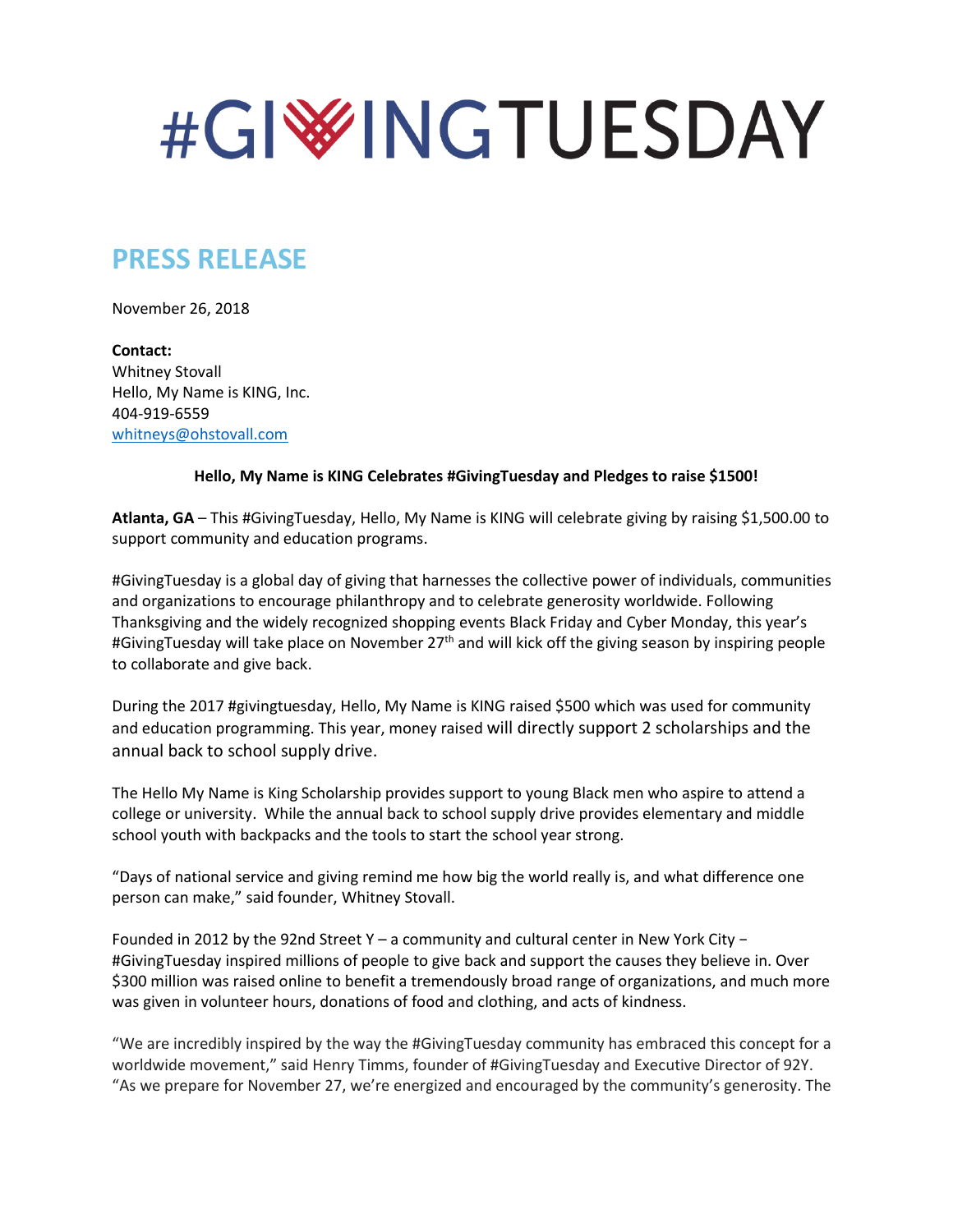# #GIVINGTUESDAY

## PRESS RELEASE

November 26, 2018

**Contact:**
Whitney Stovall
Hello, My Name is KING, Inc.
404-919-6559
whitneys@ohstovall.com

**Hello, My Name is KING Celebrates #GivingTuesday and Pledges to raise $1500!**

**Atlanta, GA** – This #GivingTuesday, Hello, My Name is KING will celebrate giving by raising $1,500.00 to support community and education programs.

#GivingTuesday is a global day of giving that harnesses the collective power of individuals, communities and organizations to encourage philanthropy and to celebrate generosity worldwide. Following Thanksgiving and the widely recognized shopping events Black Friday and Cyber Monday, this year's #GivingTuesday will take place on November 27th and will kick off the giving season by inspiring people to collaborate and give back.

During the 2017 #givingtuesday, Hello, My Name is KING raised $500 which was used for community and education programming. This year, money raised will directly support 2 scholarships and the annual back to school supply drive.

The Hello My Name is King Scholarship provides support to young Black men who aspire to attend a college or university. While the annual back to school supply drive provides elementary and middle school youth with backpacks and the tools to start the school year strong.

"Days of national service and giving remind me how big the world really is, and what difference one person can make," said founder, Whitney Stovall.

Founded in 2012 by the 92nd Street Y – a community and cultural center in New York City – #GivingTuesday inspired millions of people to give back and support the causes they believe in. Over $300 million was raised online to benefit a tremendously broad range of organizations, and much more was given in volunteer hours, donations of food and clothing, and acts of kindness.

"We are incredibly inspired by the way the #GivingTuesday community has embraced this concept for a worldwide movement," said Henry Timms, founder of #GivingTuesday and Executive Director of 92Y. "As we prepare for November 27, we're energized and encouraged by the community's generosity. The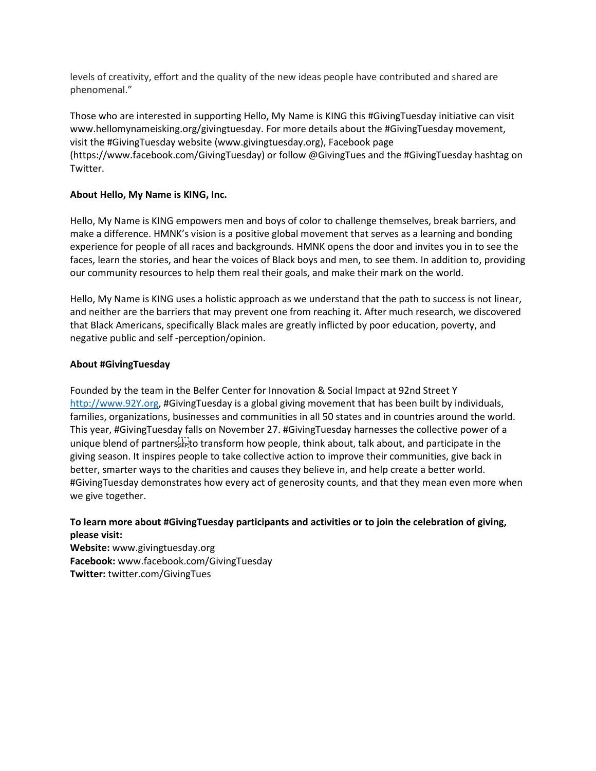levels of creativity, effort and the quality of the new ideas people have contributed and shared are phenomenal."

Those who are interested in supporting Hello, My Name is KING this #GivingTuesday initiative can visit www.hellomynameisking.org/givingtuesday. For more details about the #GivingTuesday movement, visit the #GivingTuesday website (www.givingtuesday.org), Facebook page (https://www.facebook.com/GivingTuesday) or follow @GivingTues and the #GivingTuesday hashtag on Twitter.

**About Hello, My Name is KING, Inc.**

Hello, My Name is KING empowers men and boys of color to challenge themselves, break barriers, and make a difference. HMNK's vision is a positive global movement that serves as a learning and bonding experience for people of all races and backgrounds. HMNK opens the door and invites you in to see the faces, learn the stories, and hear the voices of Black boys and men, to see them. In addition to, providing our community resources to help them real their goals, and make their mark on the world.

Hello, My Name is KING uses a holistic approach as we understand that the path to success is not linear, and neither are the barriers that may prevent one from reaching it. After much research, we discovered that Black Americans, specifically Black males are greatly inflicted by poor education, poverty, and negative public and self -perception/opinion.

**About #GivingTuesday**

Founded by the team in the Belfer Center for Innovation & Social Impact at 92nd Street Y http://www.92Y.org, #GivingTuesday is a global giving movement that has been built by individuals, families, organizations, businesses and communities in all 50 states and in countries around the world. This year, #GivingTuesday falls on November 27. #GivingTuesday harnesses the collective power of a unique blend of partners to transform how people, think about, talk about, and participate in the giving season. It inspires people to take collective action to improve their communities, give back in better, smarter ways to the charities and causes they believe in, and help create a better world. #GivingTuesday demonstrates how every act of generosity counts, and that they mean even more when we give together.

**To learn more about #GivingTuesday participants and activities or to join the celebration of giving, please visit:**
**Website:** www.givingtuesday.org
**Facebook:** www.facebook.com/GivingTuesday
**Twitter:** twitter.com/GivingTues